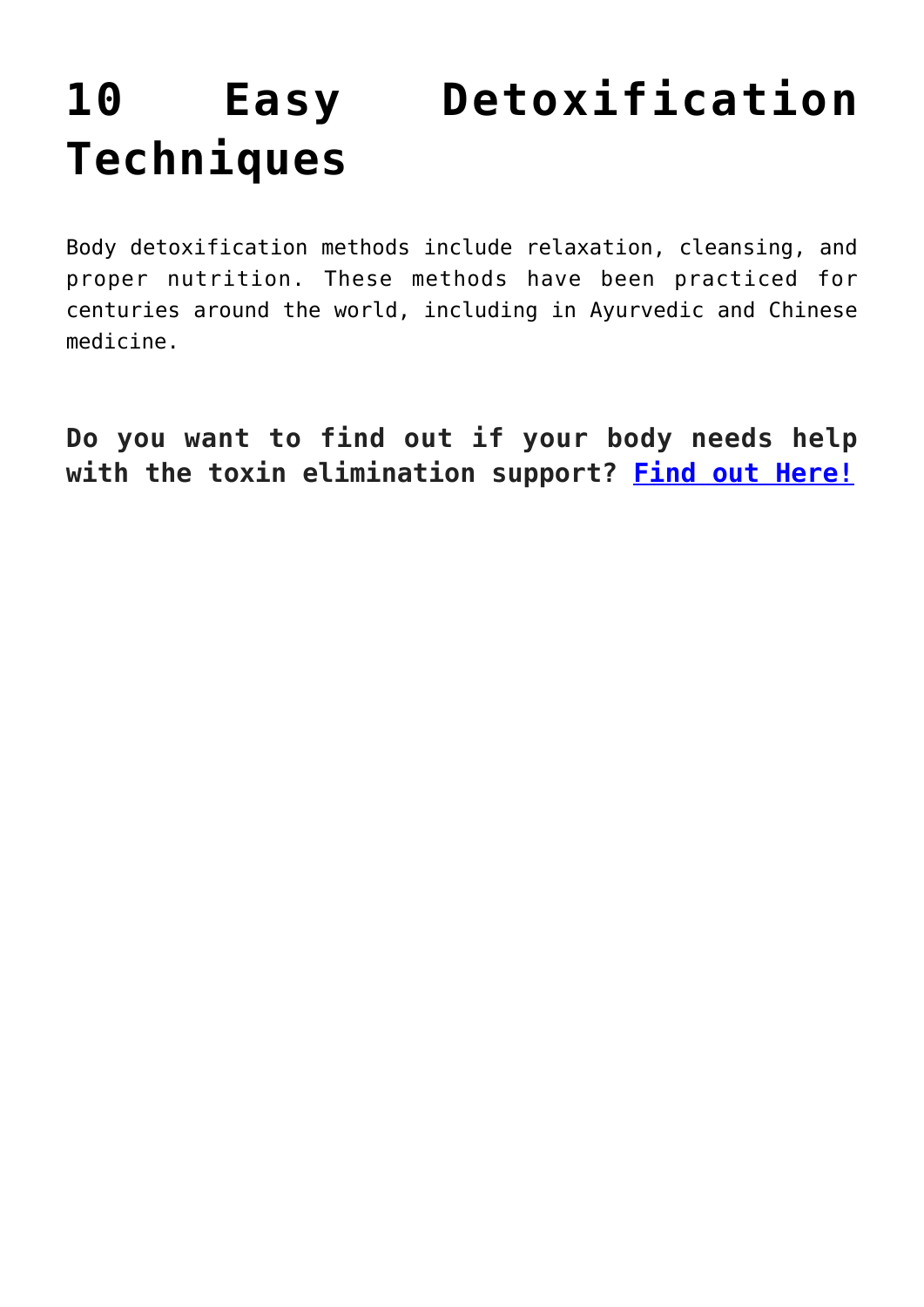# 10 Easy Detoxification Techniques

Body detoxification methods include relaxation, cleansing, and proper nutrition. These methods have been practiced for centuries around the world, including in Ayurvedic and Chinese medicine.

**Do you want to find out if your body needs help with the toxin elimination support? Find out Here!**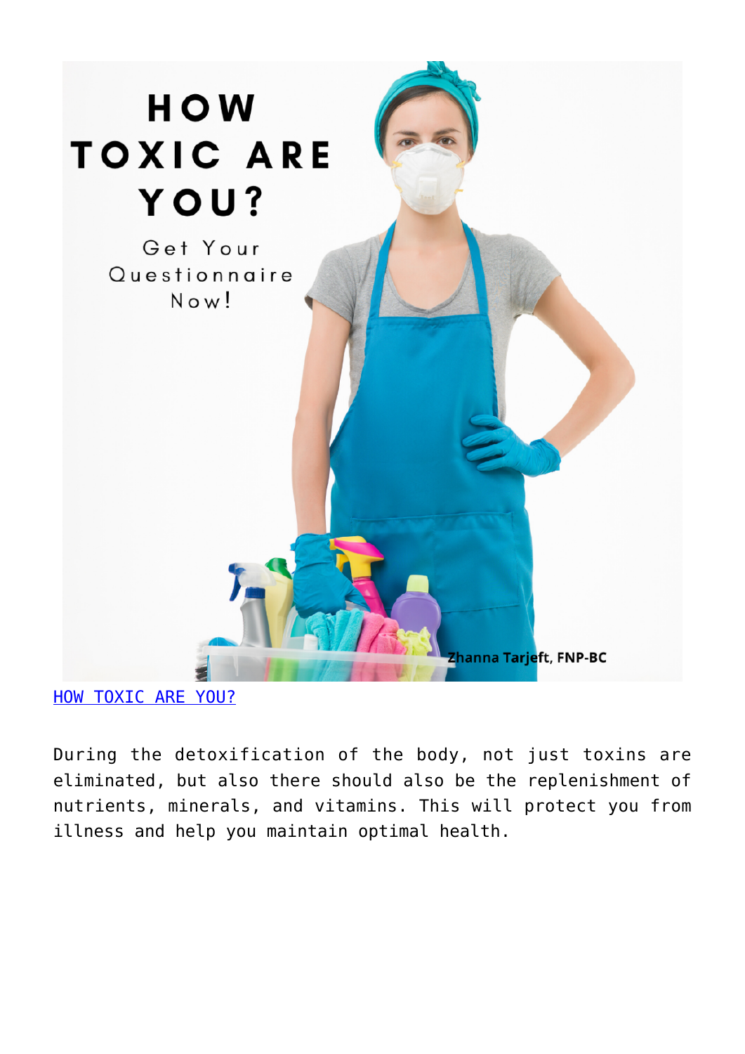HOW TOXIC ARE YOU?

Get Your Questionnaire Now!

Zhanna Tarjeft, FNP-BC

[HOW TOXIC ARE YOU?]

During the detoxification of the body, not just toxins are eliminated, but also there should also be the replenishment of nutrients, minerals, and vitamins. This will protect you from illness and help you maintain optimal health.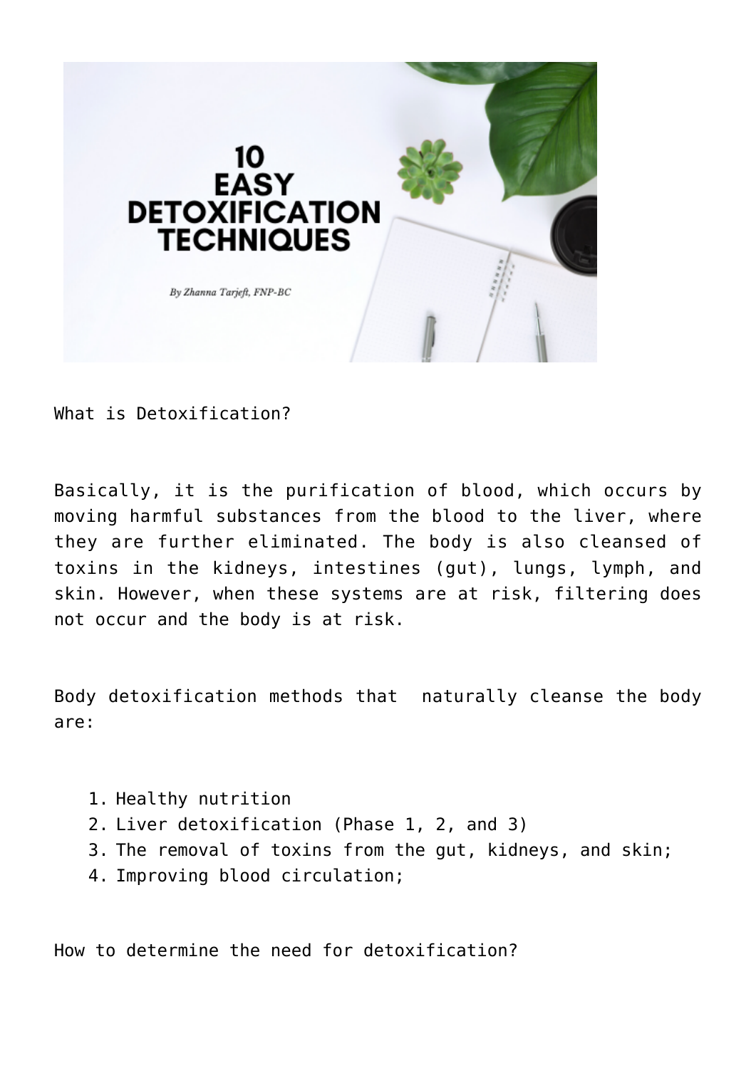# 10 EASY DETOXIFICATION TECHNIQUES

*By Zhanna Tarjeft, FNP-BC*

What is Detoxification?

Basically, it is the purification of blood, which occurs by moving harmful substances from the blood to the liver, where they are further eliminated. The body is also cleansed of toxins in the kidneys, intestines (gut), lungs, lymph, and skin. However, when these systems are at risk, filtering does not occur and the body is at risk.

Body detoxification methods that naturally cleanse the body are:

1. Healthy nutrition
2. Liver detoxification (Phase 1, 2, and 3)
3. The removal of toxins from the gut, kidneys, and skin;
4. Improving blood circulation;

How to determine the need for detoxification?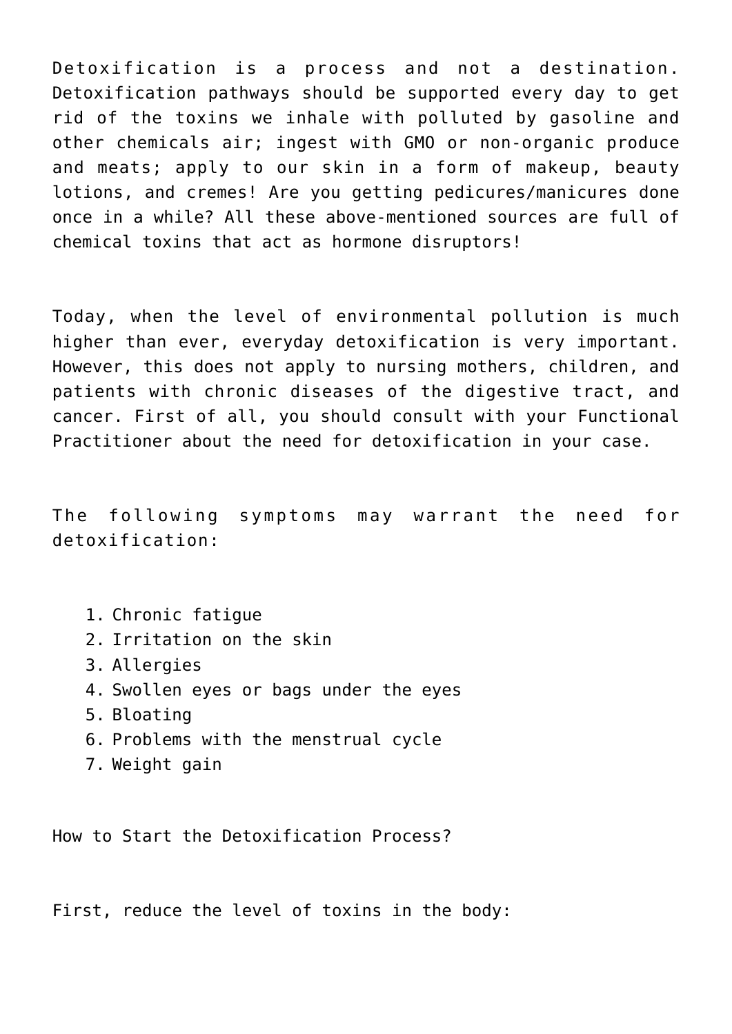Detoxification is a process and not a destination. Detoxification pathways should be supported every day to get rid of the toxins we inhale with polluted by gasoline and other chemicals air; ingest with GMO or non-organic produce and meats; apply to our skin in a form of makeup, beauty lotions, and cremes! Are you getting pedicures/manicures done once in a while? All these above-mentioned sources are full of chemical toxins that act as hormone disruptors!

Today, when the level of environmental pollution is much higher than ever, everyday detoxification is very important. However, this does not apply to nursing mothers, children, and patients with chronic diseases of the digestive tract, and cancer. First of all, you should consult with your Functional Practitioner about the need for detoxification in your case.

The following symptoms may warrant the need for detoxification:

1. Chronic fatigue
2. Irritation on the skin
3. Allergies
4. Swollen eyes or bags under the eyes
5. Bloating
6. Problems with the menstrual cycle
7. Weight gain

How to Start the Detoxification Process?

First, reduce the level of toxins in the body: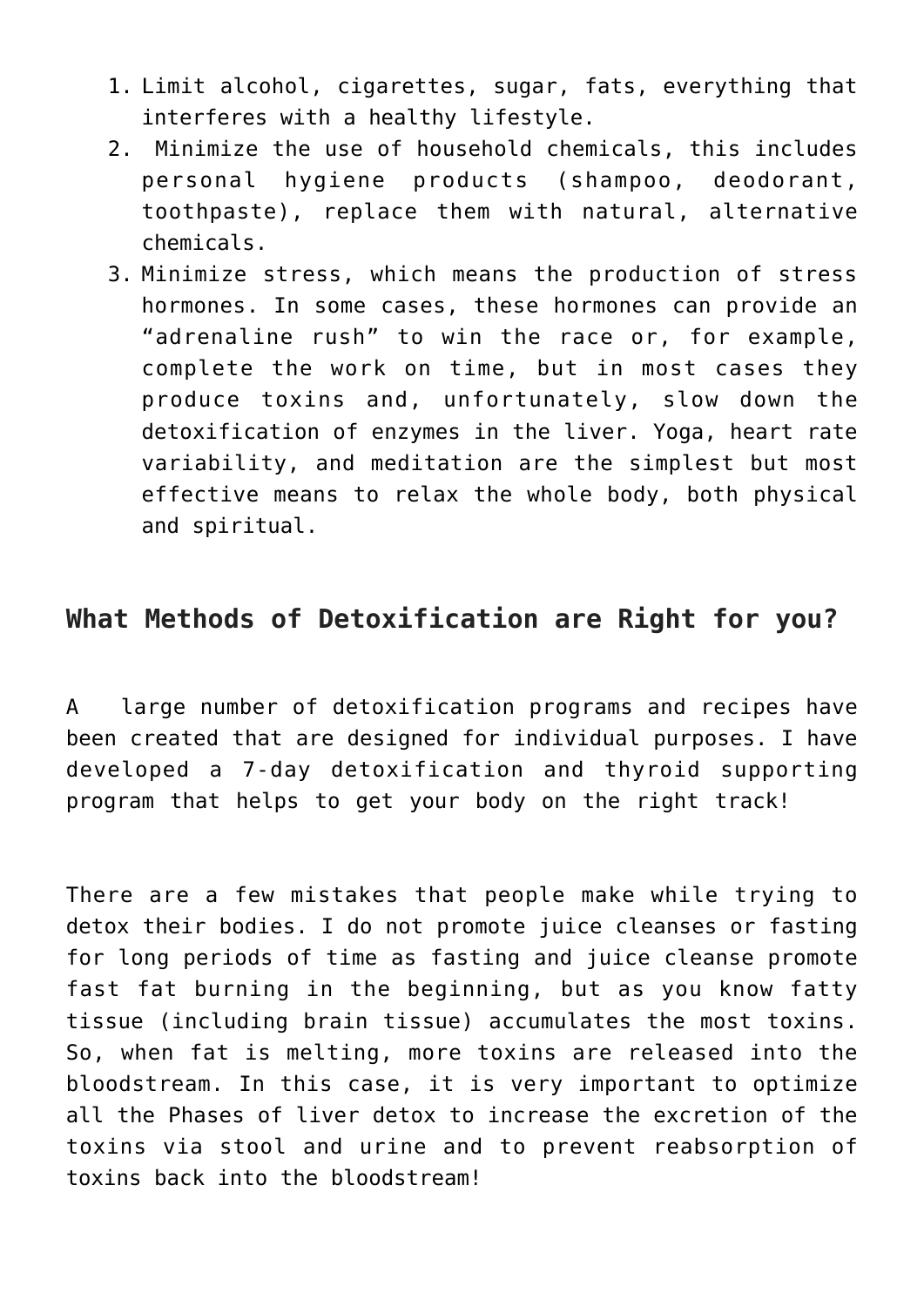1. Limit alcohol, cigarettes, sugar, fats, everything that interferes with a healthy lifestyle.
2. Minimize the use of household chemicals, this includes personal hygiene products (shampoo, deodorant, toothpaste), replace them with natural, alternative chemicals.
3. Minimize stress, which means the production of stress hormones. In some cases, these hormones can provide an "adrenaline rush" to win the race or, for example, complete the work on time, but in most cases they produce toxins and, unfortunately, slow down the detoxification of enzymes in the liver. Yoga, heart rate variability, and meditation are the simplest but most effective means to relax the whole body, both physical and spiritual.

## What Methods of Detoxification are Right for you?

A large number of detoxification programs and recipes have been created that are designed for individual purposes. I have developed a 7-day detoxification and thyroid supporting program that helps to get your body on the right track!

There are a few mistakes that people make while trying to detox their bodies. I do not promote juice cleanses or fasting for long periods of time as fasting and juice cleanse promote fast fat burning in the beginning, but as you know fatty tissue (including brain tissue) accumulates the most toxins. So, when fat is melting, more toxins are released into the bloodstream. In this case, it is very important to optimize all the Phases of liver detox to increase the excretion of the toxins via stool and urine and to prevent reabsorption of toxins back into the bloodstream!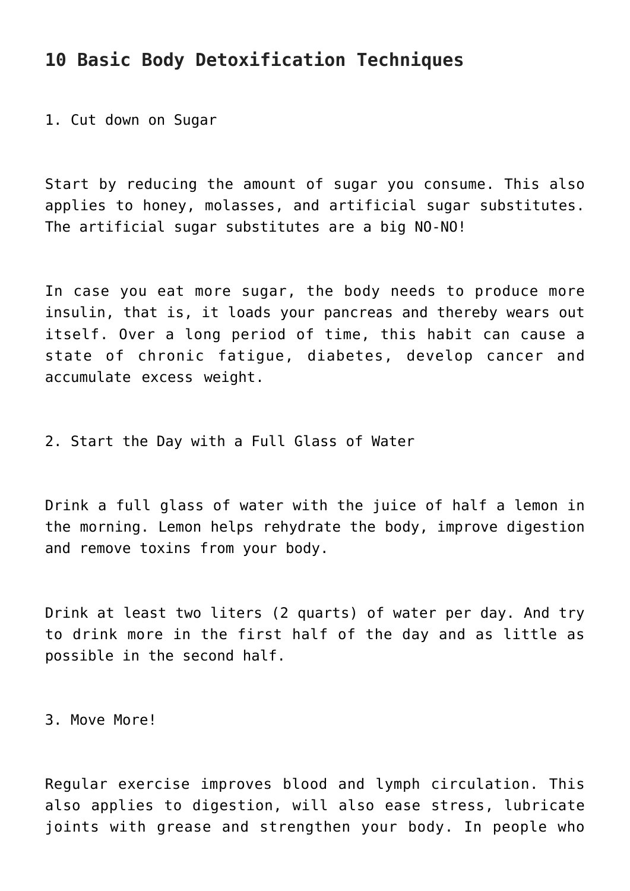## 10 Basic Body Detoxification Techniques

1. Cut down on Sugar

Start by reducing the amount of sugar you consume. This also applies to honey, molasses, and artificial sugar substitutes. The artificial sugar substitutes are a big NO-NO!

In case you eat more sugar, the body needs to produce more insulin, that is, it loads your pancreas and thereby wears out itself. Over a long period of time, this habit can cause a state of chronic fatigue, diabetes, develop cancer and accumulate excess weight.

2. Start the Day with a Full Glass of Water

Drink a full glass of water with the juice of half a lemon in the morning. Lemon helps rehydrate the body, improve digestion and remove toxins from your body.

Drink at least two liters (2 quarts) of water per day. And try to drink more in the first half of the day and as little as possible in the second half.

3. Move More!

Regular exercise improves blood and lymph circulation. This also applies to digestion, will also ease stress, lubricate joints with grease and strengthen your body. In people who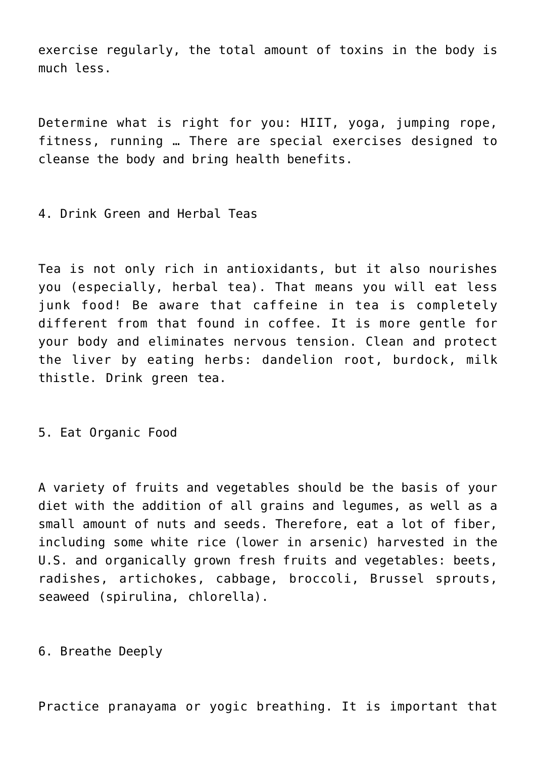exercise regularly, the total amount of toxins in the body is much less.

Determine what is right for you: HIIT, yoga, jumping rope, fitness, running … There are special exercises designed to cleanse the body and bring health benefits.

## 4. Drink Green and Herbal Teas

Tea is not only rich in antioxidants, but it also nourishes you (especially, herbal tea). That means you will eat less junk food! Be aware that caffeine in tea is completely different from that found in coffee. It is more gentle for your body and eliminates nervous tension. Clean and protect the liver by eating herbs: dandelion root, burdock, milk thistle. Drink green tea.

## 5. Eat Organic Food

A variety of fruits and vegetables should be the basis of your diet with the addition of all grains and legumes, as well as a small amount of nuts and seeds. Therefore, eat a lot of fiber, including some white rice (lower in arsenic) harvested in the U.S. and organically grown fresh fruits and vegetables: beets, radishes, artichokes, cabbage, broccoli, Brussel sprouts, seaweed (spirulina, chlorella).

## 6. Breathe Deeply

Practice pranayama or yogic breathing. It is important that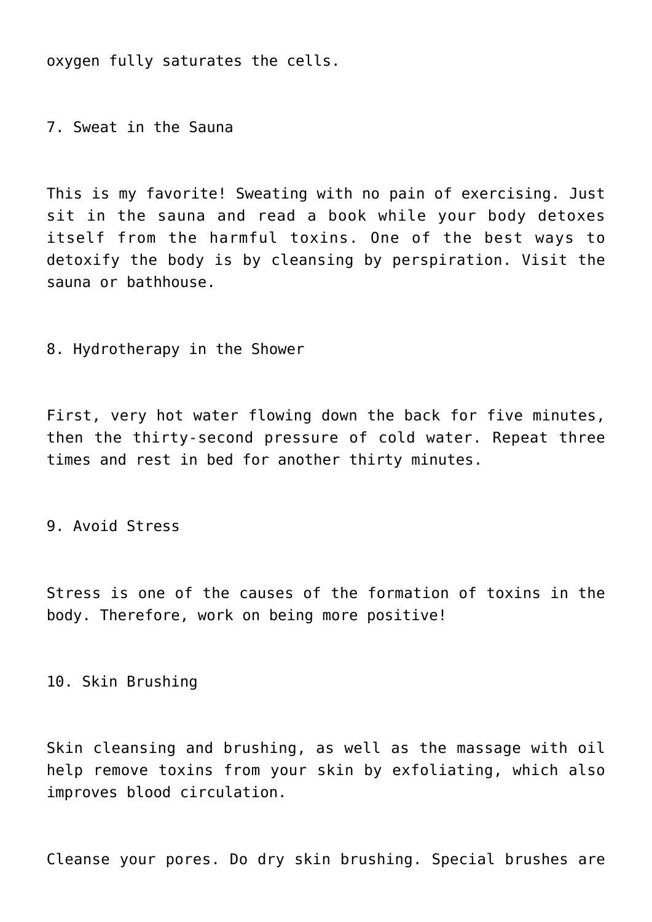oxygen fully saturates the cells.

7. Sweat in the Sauna

This is my favorite! Sweating with no pain of exercising. Just sit in the sauna and read a book while your body detoxes itself from the harmful toxins. One of the best ways to detoxify the body is by cleansing by perspiration. Visit the sauna or bathhouse.

8. Hydrotherapy in the Shower

First, very hot water flowing down the back for five minutes, then the thirty-second pressure of cold water. Repeat three times and rest in bed for another thirty minutes.

9. Avoid Stress

Stress is one of the causes of the formation of toxins in the body. Therefore, work on being more positive!

10. Skin Brushing

Skin cleansing and brushing, as well as the massage with oil help remove toxins from your skin by exfoliating, which also improves blood circulation.

Cleanse your pores. Do dry skin brushing. Special brushes are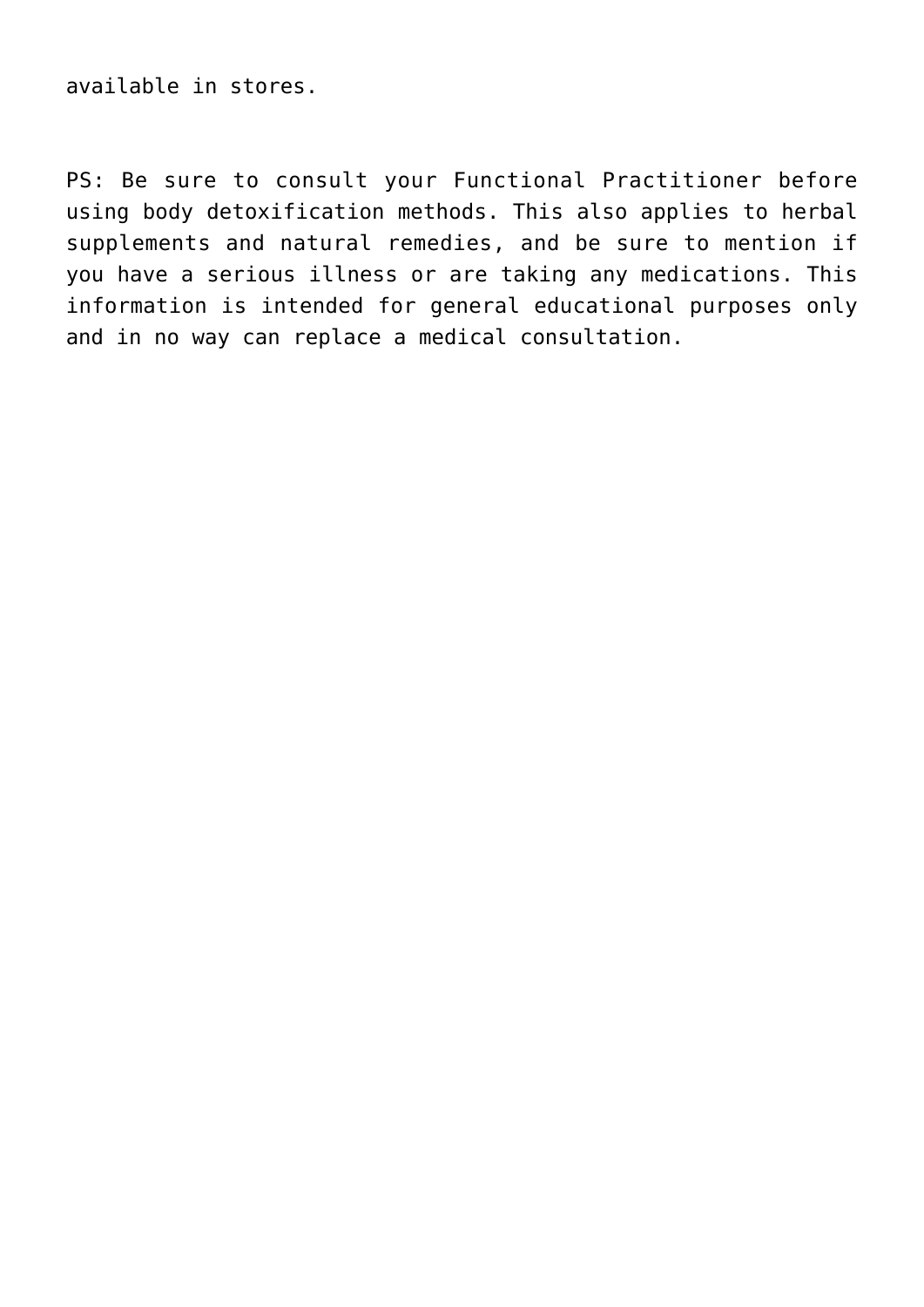available in stores.

PS: Be sure to consult your Functional Practitioner before using body detoxification methods. This also applies to herbal supplements and natural remedies, and be sure to mention if you have a serious illness or are taking any medications. This information is intended for general educational purposes only and in no way can replace a medical consultation.